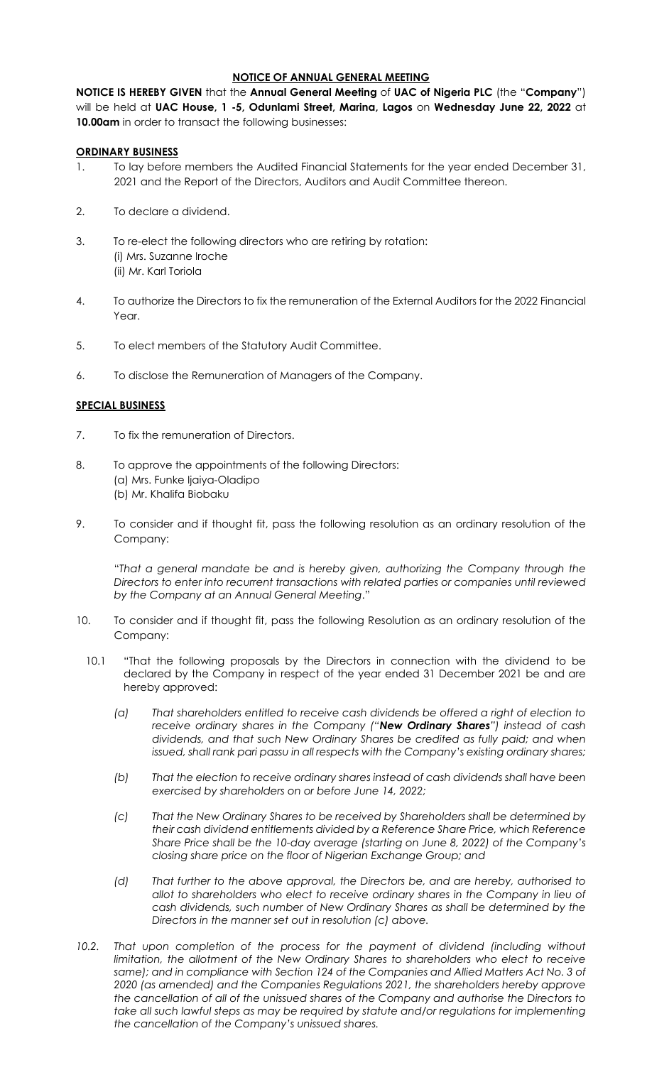# NOTICE OF ANNUAL GENERAL MEETING

**NOTICE IS HEREBY GIVEN** that the **Annual General Meeting** of **UAC of Nigeria PLC** (the "**Company**") will be held at **UAC House, 1 -5, Odunlami Street, Marina, Lagos** on **Wednesday June 22, 2022** at **10.00am** in order to transact the following businesses:

## ORDINARY BUSINESS

1. To lay before members the Audited Financial Statements for the year ended December 31, 2021 and the Report of the Directors, Auditors and Audit Committee thereon.

2. To declare a dividend.

3. To re-elect the following directors who are retiring by rotation:
   (i) Mrs. Suzanne Iroche
   (ii) Mr. Karl Toriola

4. To authorize the Directors to fix the remuneration of the External Auditors for the 2022 Financial Year.

5. To elect members of the Statutory Audit Committee.

6. To disclose the Remuneration of Managers of the Company.

## SPECIAL BUSINESS

7. To fix the remuneration of Directors.

8. To approve the appointments of the following Directors:
   (a) Mrs. Funke Ijaiya-Oladipo
   (b) Mr. Khalifa Biobaku

9. To consider and if thought fit, pass the following resolution as an ordinary resolution of the Company:

   "*That a general mandate be and is hereby given, authorizing the Company through the Directors to enter into recurrent transactions with related parties or companies until reviewed by the Company at an Annual General Meeting*."

10. To consider and if thought fit, pass the following Resolution as an ordinary resolution of the Company:

    10.1 "That the following proposals by the Directors in connection with the dividend to be declared by the Company in respect of the year ended 31 December 2021 be and are hereby approved:

    *(a) That shareholders entitled to receive cash dividends be offered a right of election to receive ordinary shares in the Company ("**New Ordinary Shares**") instead of cash dividends, and that such New Ordinary Shares be credited as fully paid; and when issued, shall rank pari passu in all respects with the Company's existing ordinary shares;*

    *(b) That the election to receive ordinary shares instead of cash dividends shall have been exercised by shareholders on or before June 14, 2022;*

    *(c) That the New Ordinary Shares to be received by Shareholders shall be determined by their cash dividend entitlements divided by a Reference Share Price, which Reference Share Price shall be the 10-day average (starting on June 8, 2022) of the Company's closing share price on the floor of Nigerian Exchange Group; and*

    *(d) That further to the above approval, the Directors be, and are hereby, authorised to allot to shareholders who elect to receive ordinary shares in the Company in lieu of cash dividends, such number of New Ordinary Shares as shall be determined by the Directors in the manner set out in resolution (c) above.*

*10.2. That upon completion of the process for the payment of dividend (including without limitation, the allotment of the New Ordinary Shares to shareholders who elect to receive same); and in compliance with Section 124 of the Companies and Allied Matters Act No. 3 of 2020 (as amended) and the Companies Regulations 2021, the shareholders hereby approve the cancellation of all of the unissued shares of the Company and authorise the Directors to take all such lawful steps as may be required by statute and/or regulations for implementing the cancellation of the Company's unissued shares.*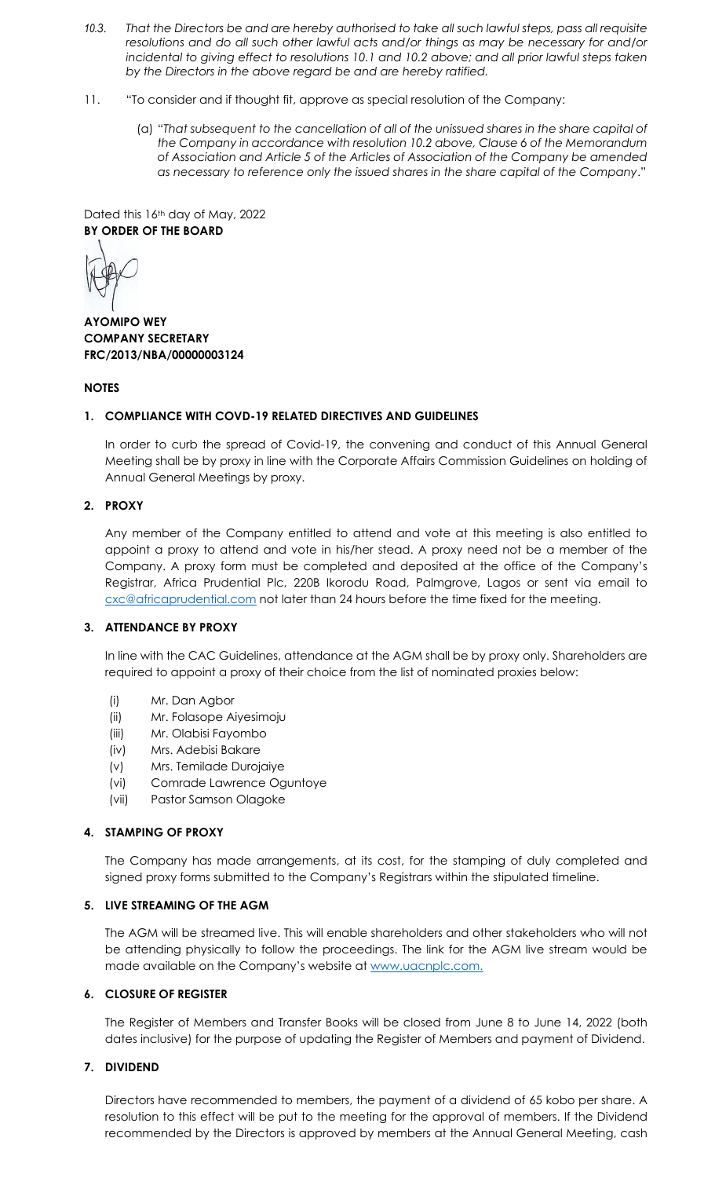*10.3. That the Directors be and are hereby authorised to take all such lawful steps, pass all requisite resolutions and do all such other lawful acts and/or things as may be necessary for and/or incidental to giving effect to resolutions 10.1 and 10.2 above; and all prior lawful steps taken by the Directors in the above regard be and are hereby ratified.*

11. "To consider and if thought fit, approve as special resolution of the Company:

    (a) "*That subsequent to the cancellation of all of the unissued shares in the share capital of the Company in accordance with resolution 10.2 above, Clause 6 of the Memorandum of Association and Article 5 of the Articles of Association of the Company be amended as necessary to reference only the issued shares in the share capital of the Company*."

Dated this 16th day of May, 2022
**BY ORDER OF THE BOARD**

**AYOMIPO WEY**
**COMPANY SECRETARY**
**FRC/2013/NBA/00000003124**

**NOTES**

**1. COMPLIANCE WITH COVD-19 RELATED DIRECTIVES AND GUIDELINES**

In order to curb the spread of Covid-19, the convening and conduct of this Annual General Meeting shall be by proxy in line with the Corporate Affairs Commission Guidelines on holding of Annual General Meetings by proxy.

**2. PROXY**

Any member of the Company entitled to attend and vote at this meeting is also entitled to appoint a proxy to attend and vote in his/her stead. A proxy need not be a member of the Company. A proxy form must be completed and deposited at the office of the Company's Registrar, Africa Prudential Plc, 220B Ikorodu Road, Palmgrove, Lagos or sent via email to cxc@africaprudential.com not later than 24 hours before the time fixed for the meeting.

**3. ATTENDANCE BY PROXY**

In line with the CAC Guidelines, attendance at the AGM shall be by proxy only. Shareholders are required to appoint a proxy of their choice from the list of nominated proxies below:

(i) Mr. Dan Agbor
(ii) Mr. Folasope Aiyesimoju
(iii) Mr. Olabisi Fayombo
(iv) Mrs. Adebisi Bakare
(v) Mrs. Temilade Durojaiye
(vi) Comrade Lawrence Oguntoye
(vii) Pastor Samson Olagoke

**4. STAMPING OF PROXY**

The Company has made arrangements, at its cost, for the stamping of duly completed and signed proxy forms submitted to the Company's Registrars within the stipulated timeline.

**5. LIVE STREAMING OF THE AGM**

The AGM will be streamed live. This will enable shareholders and other stakeholders who will not be attending physically to follow the proceedings. The link for the AGM live stream would be made available on the Company's website at www.uacnplc.com.

**6. CLOSURE OF REGISTER**

The Register of Members and Transfer Books will be closed from June 8 to June 14, 2022 (both dates inclusive) for the purpose of updating the Register of Members and payment of Dividend.

**7. DIVIDEND**

Directors have recommended to members, the payment of a dividend of 65 kobo per share. A resolution to this effect will be put to the meeting for the approval of members. If the Dividend recommended by the Directors is approved by members at the Annual General Meeting, cash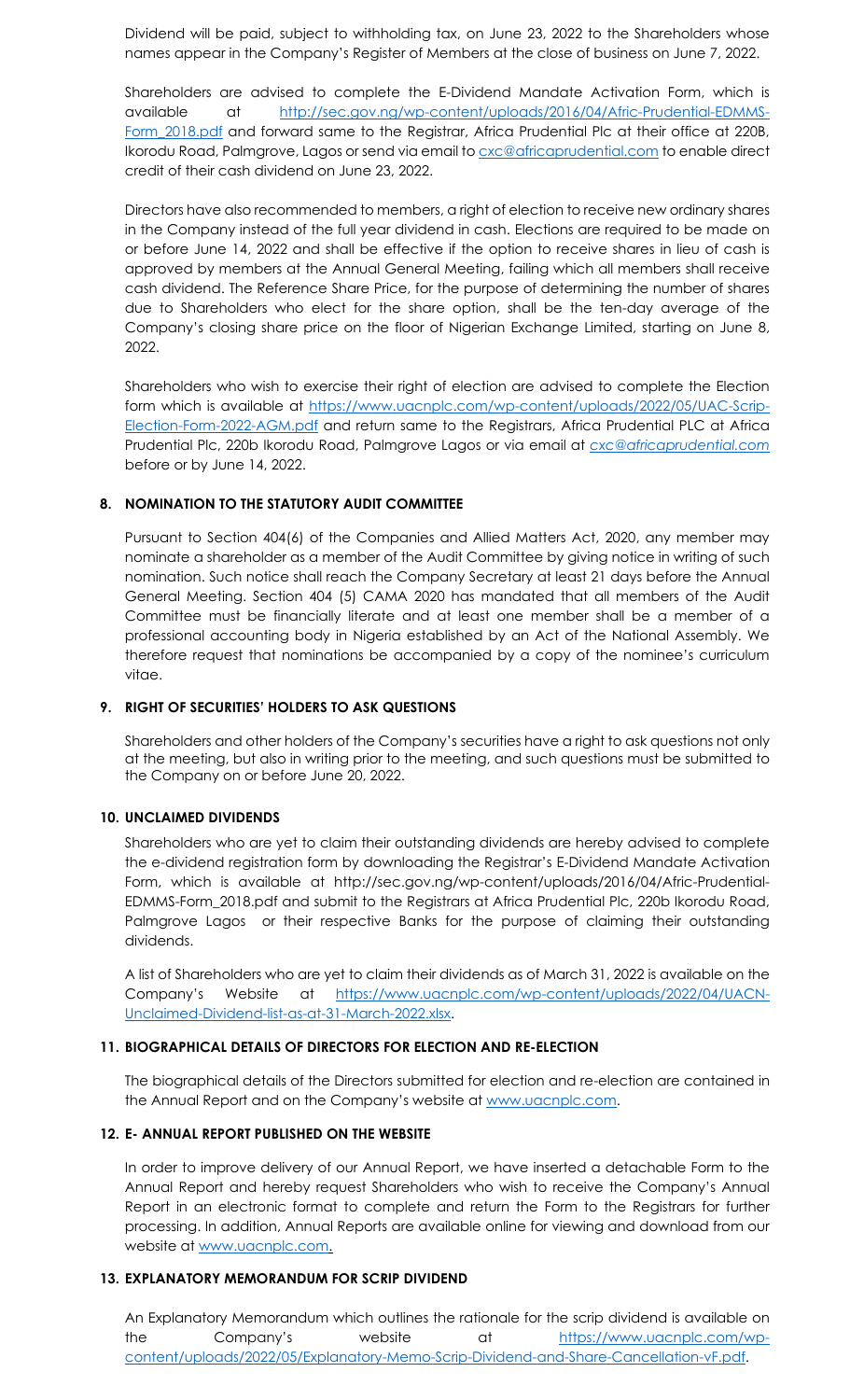Dividend will be paid, subject to withholding tax, on June 23, 2022 to the Shareholders whose names appear in the Company's Register of Members at the close of business on June 7, 2022.

Shareholders are advised to complete the E-Dividend Mandate Activation Form, which is available at http://sec.gov.ng/wp-content/uploads/2016/04/Afric-Prudential-EDMMS-Form_2018.pdf and forward same to the Registrar, Africa Prudential Plc at their office at 220B, Ikorodu Road, Palmgrove, Lagos or send via email to cxc@africaprudential.com to enable direct credit of their cash dividend on June 23, 2022.

Directors have also recommended to members, a right of election to receive new ordinary shares in the Company instead of the full year dividend in cash. Elections are required to be made on or before June 14, 2022 and shall be effective if the option to receive shares in lieu of cash is approved by members at the Annual General Meeting, failing which all members shall receive cash dividend. The Reference Share Price, for the purpose of determining the number of shares due to Shareholders who elect for the share option, shall be the ten-day average of the Company's closing share price on the floor of Nigerian Exchange Limited, starting on June 8, 2022.

Shareholders who wish to exercise their right of election are advised to complete the Election form which is available at https://www.uacnplc.com/wp-content/uploads/2022/05/UAC-Scrip-Election-Form-2022-AGM.pdf and return same to the Registrars, Africa Prudential PLC at Africa Prudential Plc, 220b Ikorodu Road, Palmgrove Lagos or via email at *cxc@africaprudential.com* before or by June 14, 2022.

## 8. NOMINATION TO THE STATUTORY AUDIT COMMITTEE

Pursuant to Section 404(6) of the Companies and Allied Matters Act, 2020, any member may nominate a shareholder as a member of the Audit Committee by giving notice in writing of such nomination. Such notice shall reach the Company Secretary at least 21 days before the Annual General Meeting. Section 404 (5) CAMA 2020 has mandated that all members of the Audit Committee must be financially literate and at least one member shall be a member of a professional accounting body in Nigeria established by an Act of the National Assembly. We therefore request that nominations be accompanied by a copy of the nominee's curriculum vitae.

## 9. RIGHT OF SECURITIES' HOLDERS TO ASK QUESTIONS

Shareholders and other holders of the Company's securities have a right to ask questions not only at the meeting, but also in writing prior to the meeting, and such questions must be submitted to the Company on or before June 20, 2022.

## 10. UNCLAIMED DIVIDENDS

Shareholders who are yet to claim their outstanding dividends are hereby advised to complete the e-dividend registration form by downloading the Registrar's E-Dividend Mandate Activation Form, which is available at http://sec.gov.ng/wp-content/uploads/2016/04/Afric-Prudential-EDMMS-Form_2018.pdf and submit to the Registrars at Africa Prudential Plc, 220b Ikorodu Road, Palmgrove Lagos or their respective Banks for the purpose of claiming their outstanding dividends.

A list of Shareholders who are yet to claim their dividends as of March 31, 2022 is available on the Company's Website at https://www.uacnplc.com/wp-content/uploads/2022/04/UACN-Unclaimed-Dividend-list-as-at-31-March-2022.xlsx.

## 11. BIOGRAPHICAL DETAILS OF DIRECTORS FOR ELECTION AND RE-ELECTION

The biographical details of the Directors submitted for election and re-election are contained in the Annual Report and on the Company's website at www.uacnplc.com.

## 12. E- ANNUAL REPORT PUBLISHED ON THE WEBSITE

In order to improve delivery of our Annual Report, we have inserted a detachable Form to the Annual Report and hereby request Shareholders who wish to receive the Company's Annual Report in an electronic format to complete and return the Form to the Registrars for further processing. In addition, Annual Reports are available online for viewing and download from our website at www.uacnplc.com.

## 13. EXPLANATORY MEMORANDUM FOR SCRIP DIVIDEND

An Explanatory Memorandum which outlines the rationale for the scrip dividend is available on the Company's website at https://www.uacnplc.com/wp-content/uploads/2022/05/Explanatory-Memo-Scrip-Dividend-and-Share-Cancellation-vF.pdf.